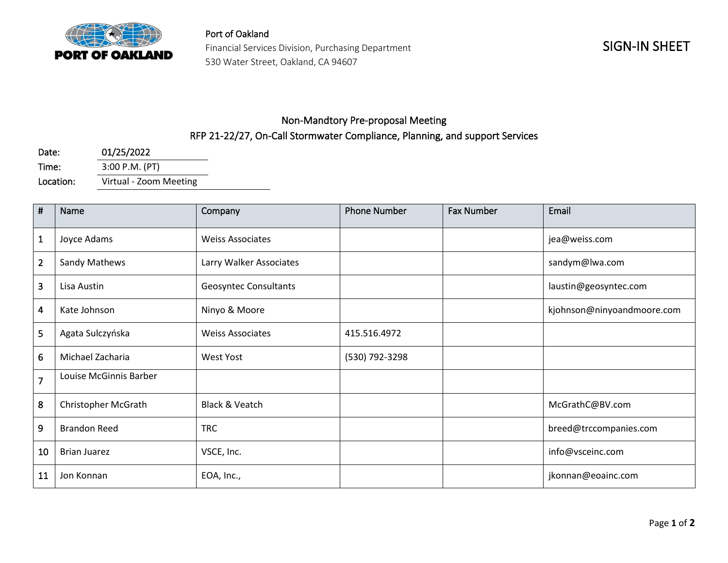PORT OF OAKLAND

Port of Oakland
Financial Services Division, Purchasing Department
530 Water Street, Oakland, CA 94607

# SIGN-IN SHEET

## Non-Mandtory Pre-proposal Meeting
## RFP 21-22/27, On-Call Stormwater Compliance, Planning, and support Services

Date: 01/25/2022
Time: 3:00 P.M. (PT)
Location: Virtual - Zoom Meeting

| # | Name | Company | Phone Number | Fax Number | Email |
|---|---|---|---|---|---|
| 1 | Joyce Adams | Weiss Associates | | | jea@weiss.com |
| 2 | Sandy Mathews | Larry Walker Associates | | | sandym@lwa.com |
| 3 | Lisa Austin | Geosyntec Consultants | | | laustin@geosyntec.com |
| 4 | Kate Johnson | Ninyo & Moore | | | kjohnson@ninyoandmoore.com |
| 5 | Agata Sulczyńska | Weiss Associates | 415.516.4972 | | |
| 6 | Michael Zacharia | West Yost | (530) 792-3298 | | |
| 7 | Louise McGinnis Barber | | | | |
| 8 | Christopher McGrath | Black & Veatch | | | McGrathC@BV.com |
| 9 | Brandon Reed | TRC | | | breed@trccompanies.com |
| 10 | Brian Juarez | VSCE, Inc. | | | info@vsceinc.com |
| 11 | Jon Konnan | EOA, Inc., | | | jkonnan@eoainc.com |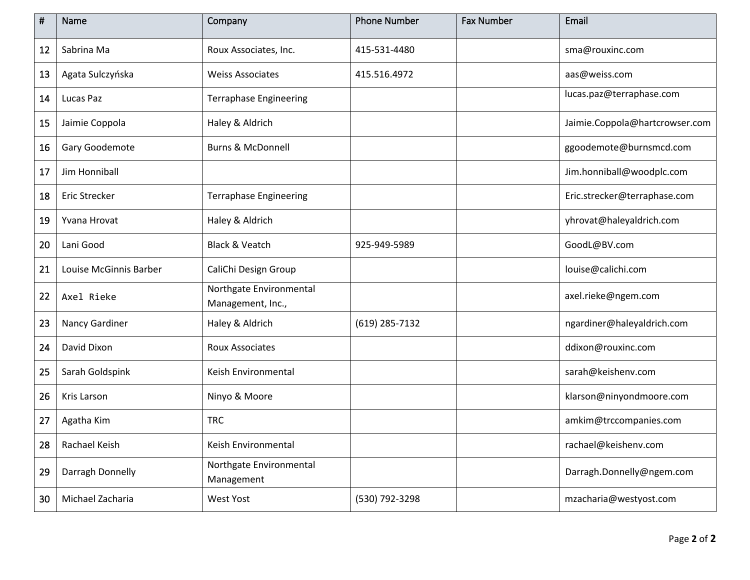| # | Name | Company | Phone Number | Fax Number | Email |
|---|---|---|---|---|---|
| 12 | Sabrina Ma | Roux Associates, Inc. | 415-531-4480 | | sma@rouxinc.com |
| 13 | Agata Sulczyńska | Weiss Associates | 415.516.4972 | | aas@weiss.com |
| 14 | Lucas Paz | Terraphase Engineering | | | lucas.paz@terraphase.com |
| 15 | Jaimie Coppola | Haley & Aldrich | | | Jaimie.Coppola@hartcrowser.com |
| 16 | Gary Goodemote | Burns & McDonnell | | | ggoodemote@burnsmcd.com |
| 17 | Jim Honniball | | | | Jim.honniball@woodplc.com |
| 18 | Eric Strecker | Terraphase Engineering | | | Eric.strecker@terraphase.com |
| 19 | Yvana Hrovat | Haley & Aldrich | | | yhrovat@haleyaldrich.com |
| 20 | Lani Good | Black & Veatch | 925-949-5989 | | GoodL@BV.com |
| 21 | Louise McGinnis Barber | CaliChi Design Group | | | louise@calichi.com |
| 22 | Axel Rieke | Northgate Environmental Management, Inc., | | | axel.rieke@ngem.com |
| 23 | Nancy Gardiner | Haley & Aldrich | (619) 285-7132 | | ngardiner@haleyaldrich.com |
| 24 | David Dixon | Roux Associates | | | ddixon@rouxinc.com |
| 25 | Sarah Goldspink | Keish Environmental | | | sarah@keishenv.com |
| 26 | Kris Larson | Ninyo & Moore | | | klarson@ninyondmoore.com |
| 27 | Agatha Kim | TRC | | | amkim@trccompanies.com |
| 28 | Rachael Keish | Keish Environmental | | | rachael@keishenv.com |
| 29 | Darragh Donnelly | Northgate Environmental Management | | | Darragh.Donnelly@ngem.com |
| 30 | Michael Zacharia | West Yost | (530) 792-3298 | | mzacharia@westyost.com |